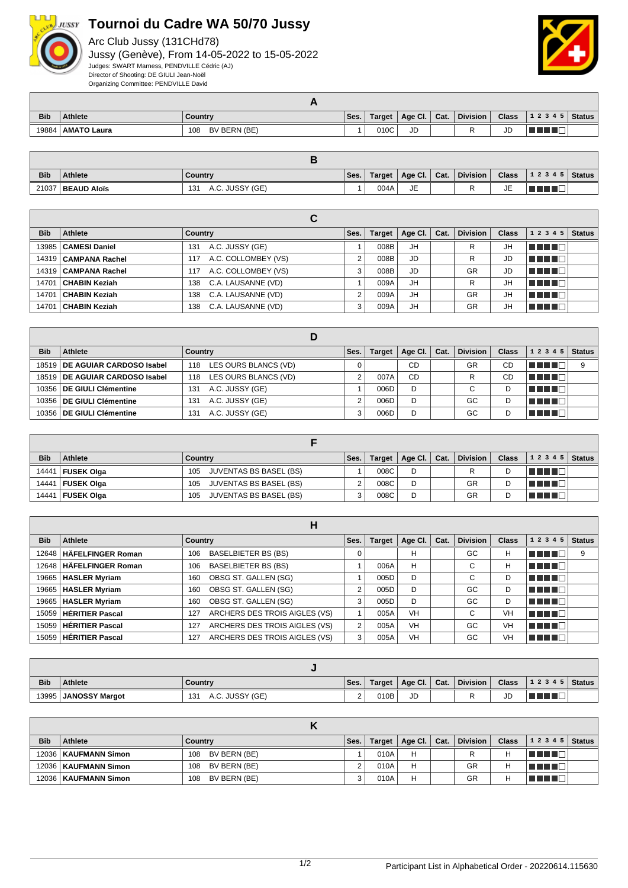# Tournoi du Cadre WA 50/70 Jussy

Arc Club Jussy (131CHd78)

Jussy (Genève), From 14-05-2022 to 15-05-2022

Judges: SWART Marness, PENDVILLE Cédric (AJ)

Director of Shooting: DE GIULI Jean-Noël

Organizing Committee: PENDVILLE David

## A

| Bib | Athlete | Country | Ses. | Target | Age Cl. | Cat. | Division | Class | 1 2 3 4 5 | Status |
|---|---|---|---|---|---|---|---|---|---|---|
| 19884 | **AMATO Laura** | 108 BV BERN (BE) | 1 | 010C | JD | | R | JD | ■■■■□ | |

## B

| Bib | Athlete | Country | Ses. | Target | Age Cl. | Cat. | Division | Class | 1 2 3 4 5 | Status |
|---|---|---|---|---|---|---|---|---|---|---|
| 21037 | **BEAUD Aloïs** | 131 A.C. JUSSY (GE) | 1 | 004A | JE | | R | JE | ■■■■□ | |

## C

| Bib | Athlete | Country | Ses. | Target | Age Cl. | Cat. | Division | Class | 1 2 3 4 5 | Status |
|---|---|---|---|---|---|---|---|---|---|---|
| 13985 | **CAMESI Daniel** | 131 A.C. JUSSY (GE) | 1 | 008B | JH | | R | JH | ■■■■□ | |
| 14319 | **CAMPANA Rachel** | 117 A.C. COLLOMBEY (VS) | 2 | 008B | JD | | R | JD | ■■■■□ | |
| 14319 | **CAMPANA Rachel** | 117 A.C. COLLOMBEY (VS) | 3 | 008B | JD | | GR | JD | ■■■■□ | |
| 14701 | **CHABIN Keziah** | 138 C.A. LAUSANNE (VD) | 1 | 009A | JH | | R | JH | ■■■■□ | |
| 14701 | **CHABIN Keziah** | 138 C.A. LAUSANNE (VD) | 2 | 009A | JH | | GR | JH | ■■■■□ | |
| 14701 | **CHABIN Keziah** | 138 C.A. LAUSANNE (VD) | 3 | 009A | JH | | GR | JH | ■■■■□ | |

## D

| Bib | Athlete | Country | Ses. | Target | Age Cl. | Cat. | Division | Class | 1 2 3 4 5 | Status |
|---|---|---|---|---|---|---|---|---|---|---|
| 18519 | **DE AGUIAR CARDOSO Isabel** | 118 LES OURS BLANCS (VD) | 0 | | CD | | GR | CD | ■■■■□ | 9 |
| 18519 | **DE AGUIAR CARDOSO Isabel** | 118 LES OURS BLANCS (VD) | 2 | 007A | CD | | R | CD | ■■■■□ | |
| 10356 | **DE GIULI Clémentine** | 131 A.C. JUSSY (GE) | 1 | 006D | D | | C | D | ■■■■□ | |
| 10356 | **DE GIULI Clémentine** | 131 A.C. JUSSY (GE) | 2 | 006D | D | | GC | D | ■■■■□ | |
| 10356 | **DE GIULI Clémentine** | 131 A.C. JUSSY (GE) | 3 | 006D | D | | GC | D | ■■■■□ | |

## F

| Bib | Athlete | Country | Ses. | Target | Age Cl. | Cat. | Division | Class | 1 2 3 4 5 | Status |
|---|---|---|---|---|---|---|---|---|---|---|
| 14441 | **FUSEK Olga** | 105 JUVENTAS BS BASEL (BS) | 1 | 008C | D | | R | D | ■■■■□ | |
| 14441 | **FUSEK Olga** | 105 JUVENTAS BS BASEL (BS) | 2 | 008C | D | | GR | D | ■■■■□ | |
| 14441 | **FUSEK Olga** | 105 JUVENTAS BS BASEL (BS) | 3 | 008C | D | | GR | D | ■■■■□ | |

## H

| Bib | Athlete | Country | Ses. | Target | Age Cl. | Cat. | Division | Class | 1 2 3 4 5 | Status |
|---|---|---|---|---|---|---|---|---|---|---|
| 12648 | **HÄFELFINGER Roman** | 106 BASELBIETER BS (BS) | 0 | | H | | GC | H | ■■■■□ | 9 |
| 12648 | **HÄFELFINGER Roman** | 106 BASELBIETER BS (BS) | 1 | 006A | H | | C | H | ■■■■□ | |
| 19665 | **HASLER Myriam** | 160 OBSG ST. GALLEN (SG) | 1 | 005D | D | | C | D | ■■■■□ | |
| 19665 | **HASLER Myriam** | 160 OBSG ST. GALLEN (SG) | 2 | 005D | D | | GC | D | ■■■■□ | |
| 19665 | **HASLER Myriam** | 160 OBSG ST. GALLEN (SG) | 3 | 005D | D | | GC | D | ■■■■□ | |
| 15059 | **HÉRITIER Pascal** | 127 ARCHERS DES TROIS AIGLES (VS) | 1 | 005A | VH | | C | VH | ■■■■□ | |
| 15059 | **HÉRITIER Pascal** | 127 ARCHERS DES TROIS AIGLES (VS) | 2 | 005A | VH | | GC | VH | ■■■■□ | |
| 15059 | **HÉRITIER Pascal** | 127 ARCHERS DES TROIS AIGLES (VS) | 3 | 005A | VH | | GC | VH | ■■■■□ | |

## J

| Bib | Athlete | Country | Ses. | Target | Age Cl. | Cat. | Division | Class | 1 2 3 4 5 | Status |
|---|---|---|---|---|---|---|---|---|---|---|
| 13995 | **JANOSSY Margot** | 131 A.C. JUSSY (GE) | 2 | 010B | JD | | R | JD | ■■■■□ | |

## K

| Bib | Athlete | Country | Ses. | Target | Age Cl. | Cat. | Division | Class | 1 2 3 4 5 | Status |
|---|---|---|---|---|---|---|---|---|---|---|
| 12036 | **KAUFMANN Simon** | 108 BV BERN (BE) | 1 | 010A | H | | R | H | ■■■■□ | |
| 12036 | **KAUFMANN Simon** | 108 BV BERN (BE) | 2 | 010A | H | | GR | H | ■■■■□ | |
| 12036 | **KAUFMANN Simon** | 108 BV BERN (BE) | 3 | 010A | H | | GR | H | ■■■■□ | |

Participant List in Alphabetical Order - 20220614.115630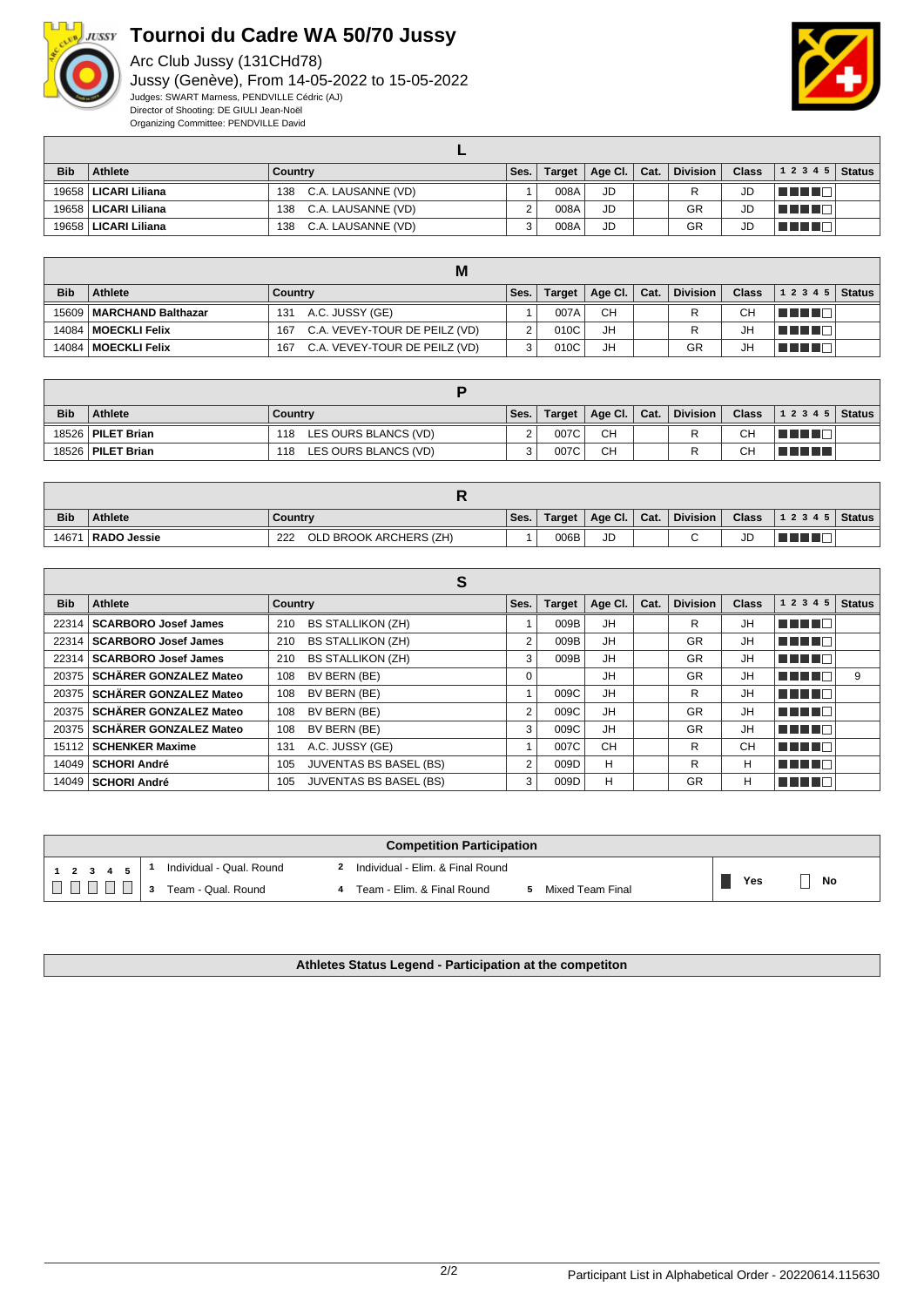# Tournoi du Cadre WA 50/70 Jussy

Arc Club Jussy (131CHd78)

Jussy (Genève), From 14-05-2022 to 15-05-2022

Judges: SWART Marness, PENDVILLE Cédric (AJ)

Director of Shooting: DE GIULI Jean-Noël

Organizing Committee: PENDVILLE David

| L | | | | | | | | | | |
|---|---|---|---|---|---|---|---|---|---|---|
| **Bib** | **Athlete** | **Country** | **Ses.** | **Target** | **Age Cl.** | **Cat.** | **Division** | **Class** | **1 2 3 4 5** | **Status** |
| 19658 | **LICARI Liliana** | 138 C.A. LAUSANNE (VD) | 1 | 008A | JD | | R | JD | ■■■■□ | |
| 19658 | **LICARI Liliana** | 138 C.A. LAUSANNE (VD) | 2 | 008A | JD | | GR | JD | ■■■■□ | |
| 19658 | **LICARI Liliana** | 138 C.A. LAUSANNE (VD) | 3 | 008A | JD | | GR | JD | ■■■■□ | |

| M | | | | | | | | | | |
|---|---|---|---|---|---|---|---|---|---|---|
| **Bib** | **Athlete** | **Country** | **Ses.** | **Target** | **Age Cl.** | **Cat.** | **Division** | **Class** | **1 2 3 4 5** | **Status** |
| 15609 | **MARCHAND Balthazar** | 131 A.C. JUSSY (GE) | 1 | 007A | CH | | R | CH | ■■■■□ | |
| 14084 | **MOECKLI Felix** | 167 C.A. VEVEY-TOUR DE PEILZ (VD) | 2 | 010C | JH | | R | JH | ■■■■□ | |
| 14084 | **MOECKLI Felix** | 167 C.A. VEVEY-TOUR DE PEILZ (VD) | 3 | 010C | JH | | GR | JH | ■■■■□ | |

| P | | | | | | | | | | |
|---|---|---|---|---|---|---|---|---|---|---|
| **Bib** | **Athlete** | **Country** | **Ses.** | **Target** | **Age Cl.** | **Cat.** | **Division** | **Class** | **1 2 3 4 5** | **Status** |
| 18526 | **PILET Brian** | 118 LES OURS BLANCS (VD) | 2 | 007C | CH | | R | CH | ■■■■□ | |
| 18526 | **PILET Brian** | 118 LES OURS BLANCS (VD) | 3 | 007C | CH | | R | CH | ■■■■■ | |

| R | | | | | | | | | | |
|---|---|---|---|---|---|---|---|---|---|---|
| **Bib** | **Athlete** | **Country** | **Ses.** | **Target** | **Age Cl.** | **Cat.** | **Division** | **Class** | **1 2 3 4 5** | **Status** |
| 14671 | **RADO Jessie** | 222 OLD BROOK ARCHERS (ZH) | 1 | 006B | JD | | C | JD | ■■■■□ | |

| S | | | | | | | | | | |
|---|---|---|---|---|---|---|---|---|---|---|
| **Bib** | **Athlete** | **Country** | **Ses.** | **Target** | **Age Cl.** | **Cat.** | **Division** | **Class** | **1 2 3 4 5** | **Status** |
| 22314 | **SCARBORO Josef James** | 210 BS STALLIKON (ZH) | 1 | 009B | JH | | R | JH | ■■■■□ | |
| 22314 | **SCARBORO Josef James** | 210 BS STALLIKON (ZH) | 2 | 009B | JH | | GR | JH | ■■■■□ | |
| 22314 | **SCARBORO Josef James** | 210 BS STALLIKON (ZH) | 3 | 009B | JH | | GR | JH | ■■■■□ | |
| 20375 | **SCHÄRER GONZALEZ Mateo** | 108 BV BERN (BE) | 0 | | JH | | GR | JH | ■■■■□ | 9 |
| 20375 | **SCHÄRER GONZALEZ Mateo** | 108 BV BERN (BE) | 1 | 009C | JH | | R | JH | ■■■■□ | |
| 20375 | **SCHÄRER GONZALEZ Mateo** | 108 BV BERN (BE) | 2 | 009C | JH | | GR | JH | ■■■■□ | |
| 20375 | **SCHÄRER GONZALEZ Mateo** | 108 BV BERN (BE) | 3 | 009C | JH | | GR | JH | ■■■■□ | |
| 15112 | **SCHENKER Maxime** | 131 A.C. JUSSY (GE) | 1 | 007C | CH | | R | CH | ■■■■□ | |
| 14049 | **SCHORI André** | 105 JUVENTAS BS BASEL (BS) | 2 | 009D | H | | R | H | ■■■■□ | |
| 14049 | **SCHORI André** | 105 JUVENTAS BS BASEL (BS) | 3 | 009D | H | | GR | H | ■■■■□ | |

**Competition Participation**

| 1 2 3 4 5 | | | |
|---|---|---|---|
| □ □ □ □ □ | 1 Individual - Qual. Round | 2 Individual - Elim. & Final Round | ■ Yes □ No |
| | 3 Team - Qual. Round | 4 Team - Elim. & Final Round 5 Mixed Team Final | |

**Athletes Status Legend - Participation at the competiton**

Participant List in Alphabetical Order - 20220614.115630